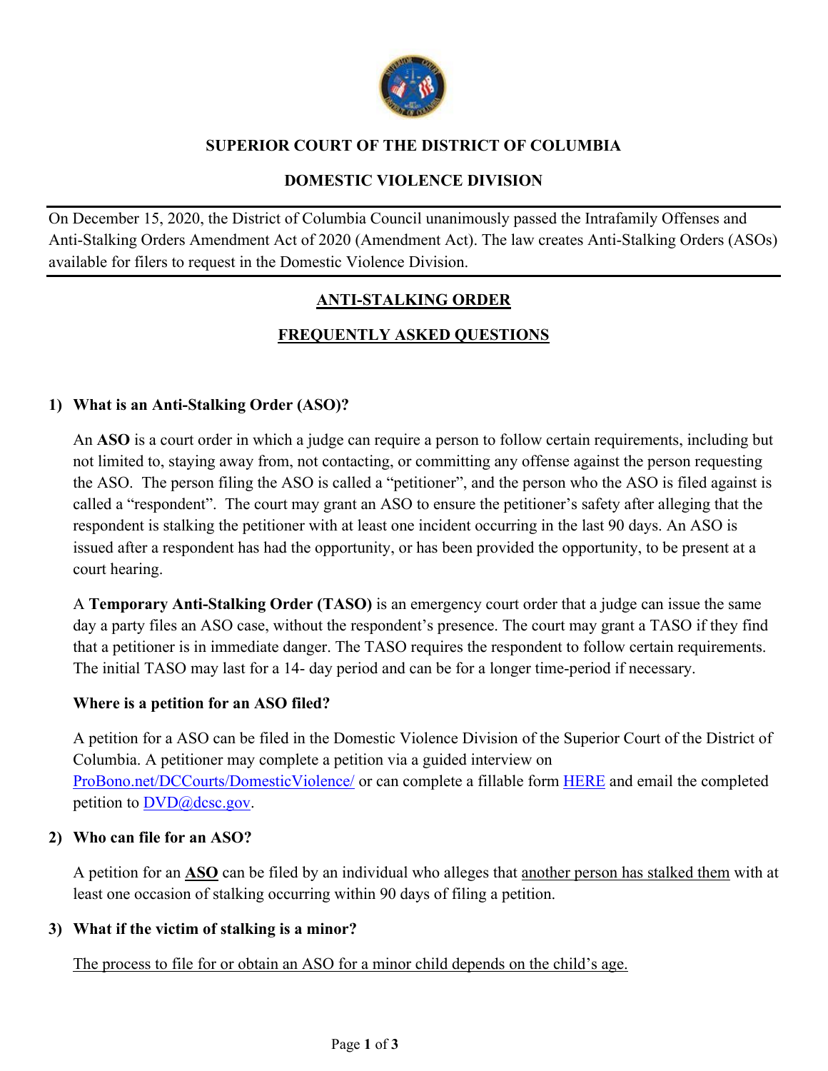**SUPERIOR COURT OF THE DISTRICT OF COLUMBIA**

**DOMESTIC VIOLENCE DIVISION**

---

On December 15, 2020, the District of Columbia Council unanimously passed the Intrafamily Offenses and Anti-Stalking Orders Amendment Act of 2020 (Amendment Act). The law creates Anti-Stalking Orders (ASOs) available for filers to request in the Domestic Violence Division.

---

## ANTI-STALKING ORDER

## FREQUENTLY ASKED QUESTIONS

### 1) What is an Anti-Stalking Order (ASO)?

An **ASO** is a court order in which a judge can require a person to follow certain requirements, including but not limited to, staying away from, not contacting, or committing any offense against the person requesting the ASO. The person filing the ASO is called a "petitioner", and the person who the ASO is filed against is called a "respondent". The court may grant an ASO to ensure the petitioner's safety after alleging that the respondent is stalking the petitioner with at least one incident occurring in the last 90 days. An ASO is issued after a respondent has had the opportunity, or has been provided the opportunity, to be present at a court hearing.

A **Temporary Anti-Stalking Order (TASO)** is an emergency court order that a judge can issue the same day a party files an ASO case, without the respondent's presence. The court may grant a TASO if they find that a petitioner is in immediate danger. The TASO requires the respondent to follow certain requirements. The initial TASO may last for a 14- day period and can be for a longer time-period if necessary.

**Where is a petition for an ASO filed?**

A petition for a ASO can be filed in the Domestic Violence Division of the Superior Court of the District of Columbia. A petitioner may complete a petition via a guided interview on [ProBono.net/DCCourts/DomesticViolence/](ProBono.net/DCCourts/DomesticViolence/) or can complete a fillable form [HERE]() and email the completed petition to [DVD@dcsc.gov](mailto:DVD@dcsc.gov).

### 2) Who can file for an ASO?

A petition for an **ASO** can be filed by an individual who alleges that another person has stalked them with at least one occasion of stalking occurring within 90 days of filing a petition.

### 3) What if the victim of stalking is a minor?

The process to file for or obtain an ASO for a minor child depends on the child's age.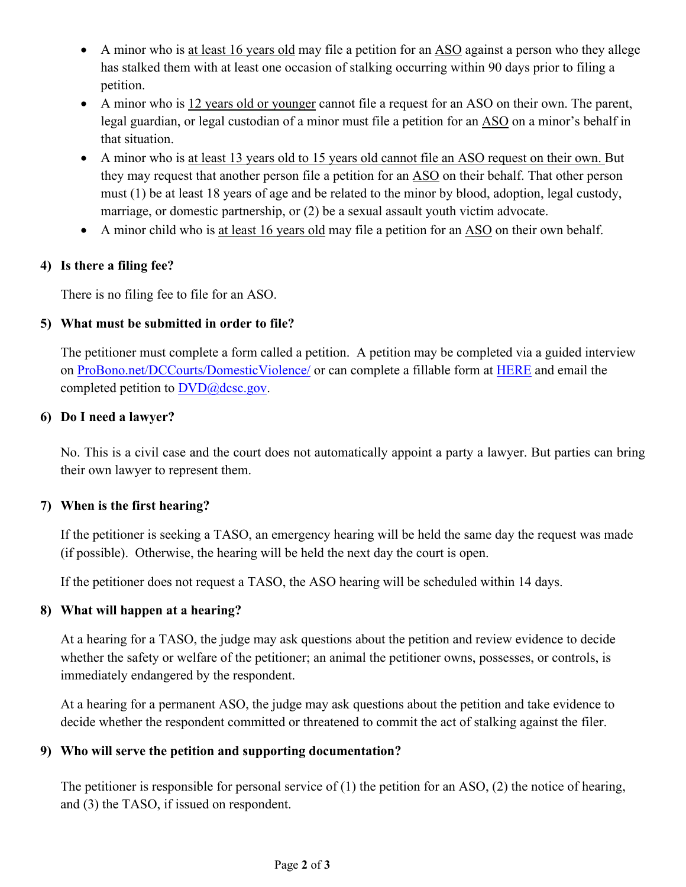- A minor who is at least 16 years old may file a petition for an ASO against a person who they allege has stalked them with at least one occasion of stalking occurring within 90 days prior to filing a petition.
- A minor who is 12 years old or younger cannot file a request for an ASO on their own. The parent, legal guardian, or legal custodian of a minor must file a petition for an ASO on a minor's behalf in that situation.
- A minor who is at least 13 years old to 15 years old cannot file an ASO request on their own. But they may request that another person file a petition for an ASO on their behalf. That other person must (1) be at least 18 years of age and be related to the minor by blood, adoption, legal custody, marriage, or domestic partnership, or (2) be a sexual assault youth victim advocate.
- A minor child who is at least 16 years old may file a petition for an ASO on their own behalf.

**4) Is there a filing fee?**

There is no filing fee to file for an ASO.

**5) What must be submitted in order to file?**

The petitioner must complete a form called a petition. A petition may be completed via a guided interview on ProBono.net/DCCourts/DomesticViolence/ or can complete a fillable form at HERE and email the completed petition to DVD@dcsc.gov.

**6) Do I need a lawyer?**

No. This is a civil case and the court does not automatically appoint a party a lawyer. But parties can bring their own lawyer to represent them.

**7) When is the first hearing?**

If the petitioner is seeking a TASO, an emergency hearing will be held the same day the request was made (if possible). Otherwise, the hearing will be held the next day the court is open.

If the petitioner does not request a TASO, the ASO hearing will be scheduled within 14 days.

**8) What will happen at a hearing?**

At a hearing for a TASO, the judge may ask questions about the petition and review evidence to decide whether the safety or welfare of the petitioner; an animal the petitioner owns, possesses, or controls, is immediately endangered by the respondent.

At a hearing for a permanent ASO, the judge may ask questions about the petition and take evidence to decide whether the respondent committed or threatened to commit the act of stalking against the filer.

**9) Who will serve the petition and supporting documentation?**

The petitioner is responsible for personal service of (1) the petition for an ASO, (2) the notice of hearing, and (3) the TASO, if issued on respondent.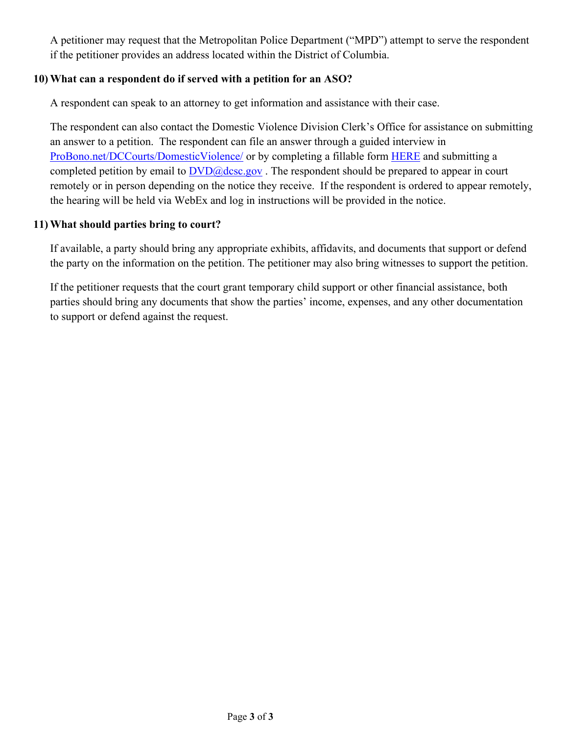A petitioner may request that the Metropolitan Police Department ("MPD") attempt to serve the respondent if the petitioner provides an address located within the District of Columbia.

**10) What can a respondent do if served with a petition for an ASO?**

A respondent can speak to an attorney to get information and assistance with their case.

The respondent can also contact the Domestic Violence Division Clerk's Office for assistance on submitting an answer to a petition. The respondent can file an answer through a guided interview in ProBono.net/DCCourts/DomesticViolence/ or by completing a fillable form HERE and submitting a completed petition by email to DVD@dcsc.gov . The respondent should be prepared to appear in court remotely or in person depending on the notice they receive. If the respondent is ordered to appear remotely, the hearing will be held via WebEx and log in instructions will be provided in the notice.

**11) What should parties bring to court?**

If available, a party should bring any appropriate exhibits, affidavits, and documents that support or defend the party on the information on the petition. The petitioner may also bring witnesses to support the petition.

If the petitioner requests that the court grant temporary child support or other financial assistance, both parties should bring any documents that show the parties' income, expenses, and any other documentation to support or defend against the request.